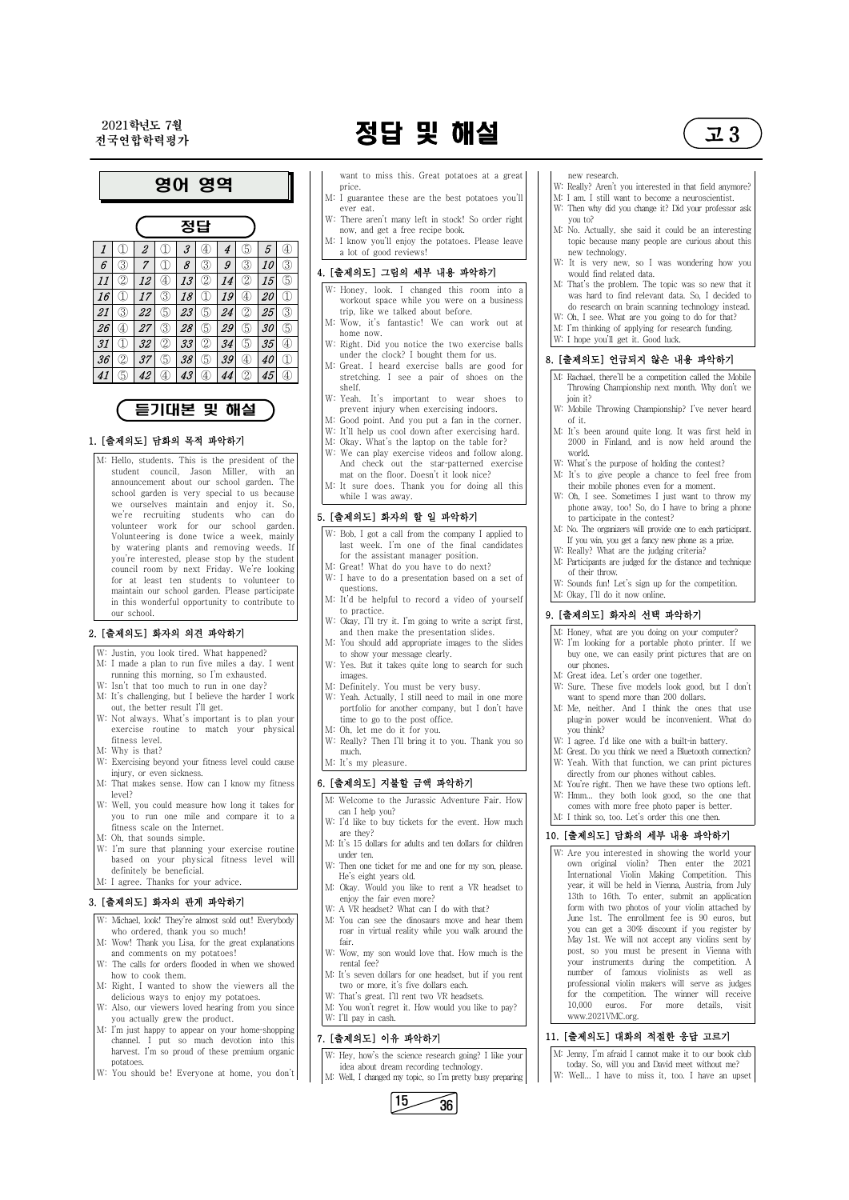2021학년도 7월 전국연합학력평가

# 정답 및 해설

고3

## 영어 영역

### 정답

| | | | | | | | | | |
|---|---|---|---|---|---|---|---|---|---|
| 1 | ① | 2 | ① | 3 | ④ | 4 | ⑤ | 5 | ④ |
| 6 | ③ | 7 | ① | 8 | ③ | 9 | ③ | 10 | ③ |
| 11 | ② | 12 | ④ | 13 | ② | 14 | ② | 15 | ⑤ |
| 16 | ① | 17 | ③ | 18 | ① | 19 | ④ | 20 | ① |
| 21 | ③ | 22 | ⑤ | 23 | ⑤ | 24 | ② | 25 | ③ |
| 26 | ④ | 27 | ③ | 28 | ⑤ | 29 | ⑤ | 30 | ⑤ |
| 31 | ① | 32 | ② | 33 | ② | 34 | ⑤ | 35 | ④ |
| 36 | ② | 37 | ⑤ | 38 | ⑤ | 39 | ④ | 40 | ① |
| 41 | ⑤ | 42 | ④ | 43 | ④ | 44 | ② | 45 | ④ |

### 듣기대본 및 해설

#### 1. [출제의도] 담화의 목적 파악하기

M: Hello, students. This is the president of the student council, Jason Miller, with an announcement about our school garden. The school garden is very special to us because we ourselves maintain and enjoy it. So, we're recruiting students who can do volunteer work for our school garden. Volunteering is done twice a week, mainly by watering plants and removing weeds. If you're interested, please stop by the student council room by next Friday. We're looking for at least ten students to volunteer to maintain our school garden. Please participate in this wonderful opportunity to contribute to our school.

#### 2. [출제의도] 화자의 의견 파악하기

W: Justin, you look tired. What happened?
M: I made a plan to run five miles a day. I went running this morning, so I'm exhausted.
W: Isn't that too much to run in one day?
M: It's challenging, but I believe the harder I work out, the better result I'll get.
W: Not always. What's important is to plan your exercise routine to match your physical fitness level.
M: Why is that?
W: Exercising beyond your fitness level could cause injury, or even sickness.
M: That makes sense. How can I know my fitness level?
W: Well, you could measure how long it takes for you to run one mile and compare it to a fitness scale on the Internet.
M: Oh, that sounds simple.
W: I'm sure that planning your exercise routine based on your physical fitness level will definitely be beneficial.
M: I agree. Thanks for your advice.

#### 3. [출제의도] 화자의 관계 파악하기

W: Michael, look! They're almost sold out! Everybody who ordered, thank you so much!
M: Wow! Thank you Lisa, for the great explanations and comments on my potatoes!
W: The calls for orders flooded in when we showed how to cook them.
M: Right, I wanted to show the viewers all the delicious ways to enjoy my potatoes.
W: Also, our viewers loved hearing from you since you actually grew the product.
M: I'm just happy to appear on your home-shopping channel. I put so much devotion into this harvest. I'm so proud of these premium organic potatoes.
W: You should be! Everyone at home, you don't want to miss this. Great potatoes at a great price.
M: I guarantee these are the best potatoes you'll ever eat.
W: There aren't many left in stock! So order right now, and get a free recipe book.
M: I know you'll enjoy the potatoes. Please leave a lot of good reviews!

#### 4. [출제의도] 그림의 세부 내용 파악하기

W: Honey, look. I changed this room into a workout space while you were on a business trip, like we talked about before.
M: Wow, it's fantastic! We can work out at home now.
W: Right. Did you notice the two exercise balls under the clock? I bought them for us.
M: Great. I heard exercise balls are good for stretching. I see a pair of shoes on the shelf.
W: Yeah. It's important to wear shoes to prevent injury when exercising indoors.
M: Good point. And you put a fan in the corner.
W: It'll help us cool down after exercising hard.
M: Okay. What's the laptop on the table for?
W: We can play exercise videos and follow along. And check out the star-patterned exercise mat on the floor. Doesn't it look nice?
M: It sure does. Thank you for doing all this while I was away.

#### 5. [출제의도] 화자의 할 일 파악하기

W: Bob, I got a call from the company I applied to last week. I'm one of the final candidates for the assistant manager position.
M: Great! What do you have to do next?
W: I have to do a presentation based on a set of questions.
M: It'd be helpful to record a video of yourself to practice.
W: Okay, I'll try it. I'm going to write a script first, and then make the presentation slides.
M: You should add appropriate images to the slides to show your message clearly.
W: Yes. But it takes quite long to search for such images.
M: Definitely. You must be very busy.
W: Yeah. Actually, I still need to mail in one more portfolio for another company, but I don't have time to go to the post office.
M: Oh, let me do it for you.
W: Really? Then I'll bring it to you. Thank you so much.
M: It's my pleasure.

#### 6. [출제의도] 지불할 금액 파악하기

M: Welcome to the Jurassic Adventure Fair. How can I help you?
W: I'd like to buy tickets for the event. How much are they?
M: It's 15 dollars for adults and ten dollars for children under ten.
W: Then one ticket for me and one for my son, please. He's eight years old.
M: Okay. Would you like to rent a VR headset to enjoy the fair even more?
W: A VR headset? What can I do with that?
M: You can see the dinosaurs move and hear them roar in virtual reality while you walk around the fair.
W: Wow, my son would love that. How much is the rental fee?
M: It's seven dollars for one headset, but if you rent two or more, it's five dollars each.
W: That's great. I'll rent two VR headsets.
M: You won't regret it. How would you like to pay?
W: I'll pay in cash.

#### 7. [출제의도] 이유 파악하기

W: Hey, how's the science research going? I like your idea about dream recording technology.
M: Well, I changed my topic, so I'm pretty busy preparing new research.
W: Really? Aren't you interested in that field anymore?
M: I am. I still want to become a neuroscientist.
W: Then why did you change it? Did your professor ask you to?
M: No. Actually, she said it could be an interesting topic because many people are curious about this new technology.
W: It is very new, so I was wondering how you would find related data.
M: That's the problem. The topic was so new that it was hard to find relevant data. So, I decided to do research on brain scanning technology instead.
W: Oh, I see. What are you going to do for that?
M: I'm thinking of applying for research funding.
W: I hope you'll get it. Good luck.

#### 8. [출제의도] 언급되지 않은 내용 파악하기

M: Rachael, there'll be a competition called the Mobile Throwing Championship next month. Why don't we join it?
W: Mobile Throwing Championship? I've never heard of it.
M: It's been around quite long. It was first held in 2000 in Finland, and is now held around the world.
W: What's the purpose of holding the contest?
M: It's to give people a chance to feel free from their mobile phones even for a moment.
W: Oh, I see. Sometimes I just want to throw my phone away, too! So, do I have to bring a phone to participate in the contest?
M: No. The organizers will provide one to each participant. If you win, you get a fancy new phone as a prize.
W: Really? What are the judging criteria?
M: Participants are judged for the distance and technique of their throw.
W: Sounds fun! Let's sign up for the competition.
M: Okay, I'll do it now online.

#### 9. [출제의도] 화자의 선택 파악하기

M: Honey, what are you doing on your computer?
W: I'm looking for a portable photo printer. If we buy one, we can easily print pictures that are on our phones.
M: Great idea. Let's order one together.
W: Sure. These five models look good, but I don't want to spend more than 200 dollars.
M: Me, neither. And I think the ones that use plug-in power would be inconvenient. What do you think?
W: I agree. I'd like one with a built-in battery.
M: Great. Do you think we need a Bluetooth connection?
W: Yeah. With that function, we can print pictures directly from our phones without cables.
M: You're right. Then we have these two options left.
W: Hmm... they both look good, so the one that comes with more free photo paper is better.
M: I think so, too. Let's order this one then.

#### 10. [출제의도] 담화의 세부 내용 파악하기

W: Are you interested in showing the world your own original violin? Then enter the 2021 International Violin Making Competition. This year, it will be held in Vienna, Austria, from July 13th to 16th. To enter, submit an application form with two photos of your violin attached by June 1st. The enrollment fee is 90 euros, but you can get a 30% discount if you register by May 1st. We will not accept any violins sent by post, so you must be present in Vienna with your instruments during the competition. A number of famous violinists as well as professional violin makers will serve as judges for the competition. The winner will receive 10,000 euros. For more details, visit www.2021VMC.org.

#### 11. [출제의도] 대화의 적절한 응답 고르기

M: Jenny, I'm afraid I cannot make it to our book club today. So, will you and David meet without me?
W: Well... I have to miss it, too. I have an upset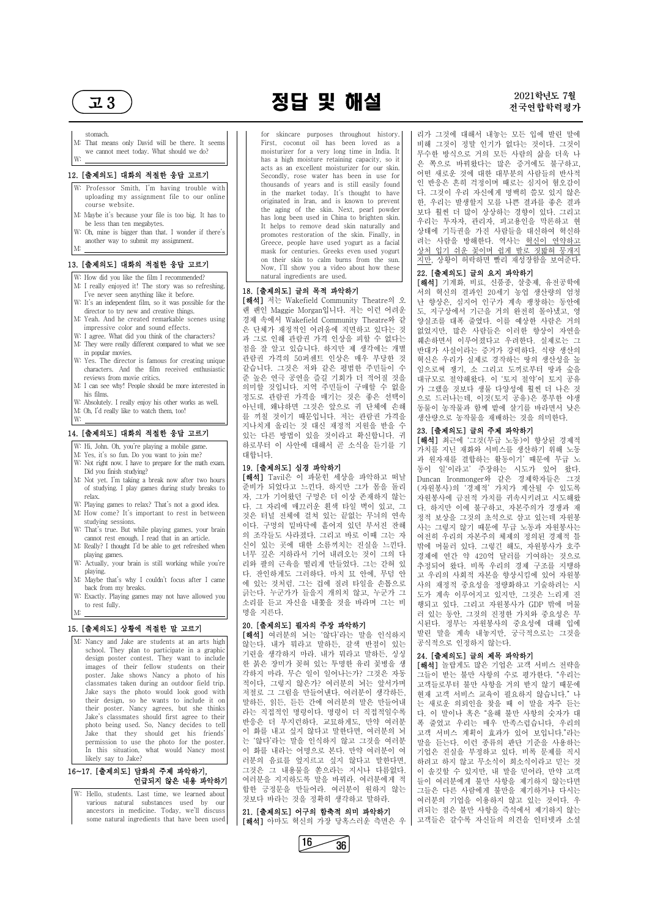stomach.

M: That means only David will be there. It seems we cannot meet today. What should we do?

W: ______________________________

### 12. [출제의도] 대화의 적절한 응답 고르기

W: Professor Smith, I'm having trouble with uploading my assignment file to our online course website.

M: Maybe it's because your file is too big. It has to be less than ten megabytes.

W: Oh, mine is bigger than that. I wonder if there's another way to submit my assignment.

M: ______________________________

### 13. [출제의도] 대화의 적절한 응답 고르기

W: How did you like the film I recommended?

M: I really enjoyed it! The story was so refreshing. I've never seen anything like it before.

W: It's an independent film, so it was possible for the director to try new and creative things.

M: Yeah. And he created remarkable scenes using impressive color and sound effects.

W: I agree. What did you think of the characters?

M: They were really different compared to what we see in popular movies.

W: Yes. The director is famous for creating unique characters. And the film received enthusiastic reviews from movie critics.

M: I can see why! People should be more interested in his films.

W: Absolutely. I really enjoy his other works as well.

M: Oh, I'd really like to watch them, too!

W: ______________________________

### 14. [출제의도] 대화의 적절한 응답 고르기

W: Hi, John. Oh, you're playing a mobile game.

M: Yes, it's so fun. Do you want to join me?

W: Not right now. I have to prepare for the math exam. Did you finish studying?

M: Not yet. I'm taking a break now after two hours of studying. I play games during study breaks to relax.

W: Playing games to relax? That's not a good idea.

M: How come? It's important to rest in between studying sessions.

W: That's true. But while playing games, your brain cannot rest enough. I read that in an article.

M: Really? I thought I'd be able to get refreshed when playing games.

W: Actually, your brain is still working while you're playing.

M: Maybe that's why I couldn't focus after I came back from my breaks.

W: Exactly. Playing games may not have allowed you to rest fully.

M: ______________________________

### 15. [출제의도] 상황에 적절한 말 고르기

M: Nancy and Jake are students at an arts high school. They plan to participate in a graphic design poster contest. They want to include images of their fellow students on their poster. Jake shows Nancy a photo of his classmates taken during an outdoor field trip. Jake says the photo would look good with their design, so he wants to include it on their poster. Nancy agrees, but she thinks Jake's classmates should first agree to their photo being used. So, Nancy decides to tell Jake that they should get his friends' permission to use the photo for the poster. In this situation, what would Nancy most likely say to Jake?

### 16~17. [출제의도] 담화의 주제 파악하기, 언급되지 않은 내용 파악하기

W: Hello, students. Last time, we learned about various natural substances used by our ancestors in medicine. Today, we'll discuss some natural ingredients that have been used for skincare purposes throughout history. First, coconut oil has been loved as a moisturizer for a very long time in India. It has a high moisture retaining capacity, so it acts as an excellent moisturizer for our skin. Secondly, rose water has been in use for thousands of years and is still easily found in the market today. It's thought to have originated in Iran, and is known to prevent the aging of the skin. Next, pearl powder has long been used in China to brighten skin. It helps to remove dead skin naturally and promotes restoration of the skin. Finally, in Greece, people have used yogurt as a facial mask for centuries. Greeks even used yogurt on their skin to calm burns from the sun. Now, I'll show you a video about how these natural ingredients are used.

### 18. [출제의도] 글의 목적 파악하기

[해석] 저는 Wakefield Community Theatre의 오랜 팬인 Maggie Morgan입니다. 저는 이런 어려운 경제 속에서 Wakefield Community Theatre와 같은 단체가 재정적인 어려움에 직면하고 있다는 것과 그로 인해 관람권 가격 인상을 피할 수 없다는 점을 잘 알고 있습니다. 하지만 제 생각에는 개별 관람권 가격의 50퍼센트 인상은 매우 부당한 것 같습니다. 그것은 저와 같은 평범한 주민들이 수준 높은 연극 공연을 즐길 기회가 더 적어질 것을 의미할 것입니다. 지역 주민들이 구매할 수 없을 정도로 관람권 가격을 매기는 것은 좋은 선택이 아닌데, 왜냐하면 그것은 앞으로 귀 단체에 손해를 끼칠 것이기 때문입니다. 저는 관람권 가격을 지나치게 올리는 것 대신 재정적 지원을 받을 수 있는 다른 방법이 있을 것이라고 확신합니다. 귀하로부터 이 사안에 대해서 곧 소식을 듣기를 기대합니다.

### 19. [출제의도] 심경 파악하기

[해석] Tavil은 이 과몰된 세상을 파악하고 떠날 준비가 되었다고 느낀다. 하지만 그가 몸을 돌리자, 그가 기어왔던 구멍은 더 이상 존재하지 않는다. 그 자리에 매끄러운 흰색 타일 벽이 있고, 그것은 터널 전체에 걸쳐 있는 끝없는 무늬의 연속이다. 구멍의 밑바닥에 흩어져 있던 부서진 잔해의 조각들도 사라졌다. 그리고 바로 이때 그는 자신이 있는 곳에 대한 소름끼치는 진실을 느낀다. 너무 깊은 지하라서 기어 내려오는 것이 그의 다리와 팔의 근육을 떨리게 만들었다. 그는 갇혀 있다. 잔인하게도 그러하다. 마치 묘 안에, 무덤 안에 있는 것처럼. 그는 겁에 질려 타일을 손톱으로 긁는다. 누군가가 들을지 개의치 않고, 누군가 그 소리를 듣고 자신을 내쫓을 것을 바라며 그는 비명을 지른다.

### 20. [출제의도] 필자의 주장 파악하기

[해석] 여러분의 뇌는 '않다'라는 말을 인식하지 않는다. 내가 뭐라고 말하든, 갈색 반점이 있는 기린을 생각하지 마라. 내가 뭐라고 말하든, 싱싱한 붉은 장미가 꽂혀 있는 투명한 유리 꽃병을 생각하지 마라. 무슨 일이 일어나는가? 그것은 자동적이다, 그렇지 않은가? 여러분의 뇌는 앞서가며 저절로 그 그림을 만들어낸다. 여러분이 생각하든, 말하든, 읽든, 듣든 간에 여러분의 말은 만들어내라는 직접적인 명령이다. 명령이 더 직접적일수록 반응은 더 무지런하다. 교묘하게도, 만약 여러분이 화를 내고 싶지 않다고 말한다면, 여러분의 뇌는 '않다'라는 말을 인식하지 않고 그것을 여러분이 화를 내라는 어명으로 본다. 만약 여러분이 여러분의 음료를 엎지르고 싶지 않다고 말한다면, 그것은 그 내용물을 쏟으라는 지시나 다름없다. 여러분을 지지하도록 말을 바꿔라. 여러분에게 적합한 긍정문을 만들어라. 여러분이 원하지 않는 것보다 바라는 것을 정확히 생각하고 말하라.

### 21. [출제의도] 어구의 함축적 의미 파악하기

[해석] 아마도 혁신의 가장 당혹스러운 측면은 우리가 그것에 대해서 내놓는 모든 입에 발린 말에 비해 그것이 정말 인기가 없다는 것이다. 그것이 무수한 방식으로 거의 모든 사람의 삶을 더욱 나은 쪽으로 바꿔왔다는 많은 증거에도 불구하고, 어떤 새로운 것에 대한 대부분의 사람들의 반사적인 반응은 흔히 걱정이며 때로는 심지어 혐오감이다. 그것이 우리 자신에게 명백히 쓸모 있지 않은 한, 우리는 발생할지 모를 나쁜 결과를 좋은 결과보다 훨씬 더 많이 상상하는 경향이 있다. 그리고 우리는 투자자, 관리자, 피고용인을 막론하고 현 상태에 기득권을 가진 사람들을 대신하여 혁신하려는 사람을 방해한다. 역사는 <u>혁신이 연약하고 상처 입기 쉬운 꽃이며 쉽게 발로 짓밟혀 뭉개지지만</u>, 상황이 허락하면 빨리 재성장함을 보여준다.

### 22. [출제의도] 글의 요지 파악하기

[해석] 기계화, 비료, 신품종, 살충제, 유전공학에서의 혁신의 결과인 20세기 농업 생산량의 엄청난 향상은, 심지어 인구가 계속 팽창하는 동안에도, 지구상에서 기근을 거의 완전히 몰아냈고, 영양실조를 대폭 줄였다. 이를 예상한 사람은 거의 없었지만, 많은 사람들은 이러한 향상이 자연을 훼손하면서 이루어졌다고 우려한다. 실제로는 그 반대가 사실이라는 증거가 강력하다. 식량 생산의 혁신은 우리가 실제로 경작하는 땅의 생산성을 높임으로써 쟁기, 소 그리고 도끼로부터 땅과 숲을 대규모로 절약해왔다. 이 '토지 절약'이 토지 공유가 그랬을 것보다 생물 다양성에 훨씬 더 나은 것으로 드러나는데, 이것(토지 공유)은 풍부한 야생 동물이 농작물과 함께 밭에 살기를 바라면서 낮은 생산량으로 농작물을 재배하는 것을 의미한다.

### 23. [출제의도] 글의 주제 파악하기

[해석] 최근에 '그것(무급 노동)이 향상된 경제적 가치를 지닌 재화와 서비스를 생산하기 위해 노동과 원자재를 결합하는 활동이기' 때문에 무급 노동이 '일'이라고 주장하는 시도가 있어 왔다. Duncan Ironmonger와 같은 경제학자들은 그것(자원봉사)의 '경제적' 가치가 계산될 수 있도록 자원봉사에 금전적 가치를 귀속시키려고 시도해왔다. 하지만 이에 불구하고, 자본주의가 경쟁과 재정적 보상을 그것의 초석으로 삼고 있는데 자원봉사는 그렇지 않기 때문에 무급 노동과 자원봉사는 여전히 우리의 자본주의 체제의 정의된 경제적 틀 밖에 머물러 있다. 그렇긴 해도, 자원봉사가 호주 경제에 연간 약 420억 달러를 기여하는 것으로 추정되어 왔다. 비록 우리의 경제 구조를 지탱하고 우리의 사회적 자본을 향상시킴에 있어 자원봉사의 재정적 중요성을 정량화하고 기술하려는 시도가 계속 이루어지고 있지만, 그것은 느리게 진행되고 있다. 그리고 자원봉사가 GDP 밖에 머물러 있는 동안, 그것의 진정한 가치와 중요성은 무시된다. 정부는 자원봉사의 중요성에 대해 입에 발린 말을 계속 내놓지만, 궁극적으로는 그것을 공식적으로 인정하지 않는다.

### 24. [출제의도] 글의 제목 파악하기

[해석] 놀랍게도 많은 기업은 고객 서비스 전략을 그들이 받는 불만 사항의 수로 평가한다. "우리는 고객들로부터 불만 사항을 거의 받지 않기 때문에 현재 고객 서비스 교육이 필요하지 않습니다." 나는 새로운 의뢰인을 찾을 때 이 말을 자주 듣는다. 이 말이나 혹은 "올해 불만 사항의 숫자가 대폭 줄었고 우리는 매우 만족스럽습니다. 우리의 고객 서비스 계획이 효과가 있어 보입니다."라는 말을 듣는다. 이런 종류의 판단 기준을 사용하는 기업은 진실을 부정하고 있다. 비록 문제를 직시하려고 하지 않고 무소식이 희소식이라고 믿는 것이 솔깃할 수 있지만, 내 말을 믿어라, 만약 고객들이 여러분에게 불만 사항을 제기하지 않는다면 그들은 다른 사람에게 불만을 제기하거나 다시는 여러분의 기업을 이용하지 않고 있는 것이다. 우려되는 점은 불만 사항을 즉석에서 제기하지 않는 고객들은 갈수록 자신들의 의견을 인터넷과 소셜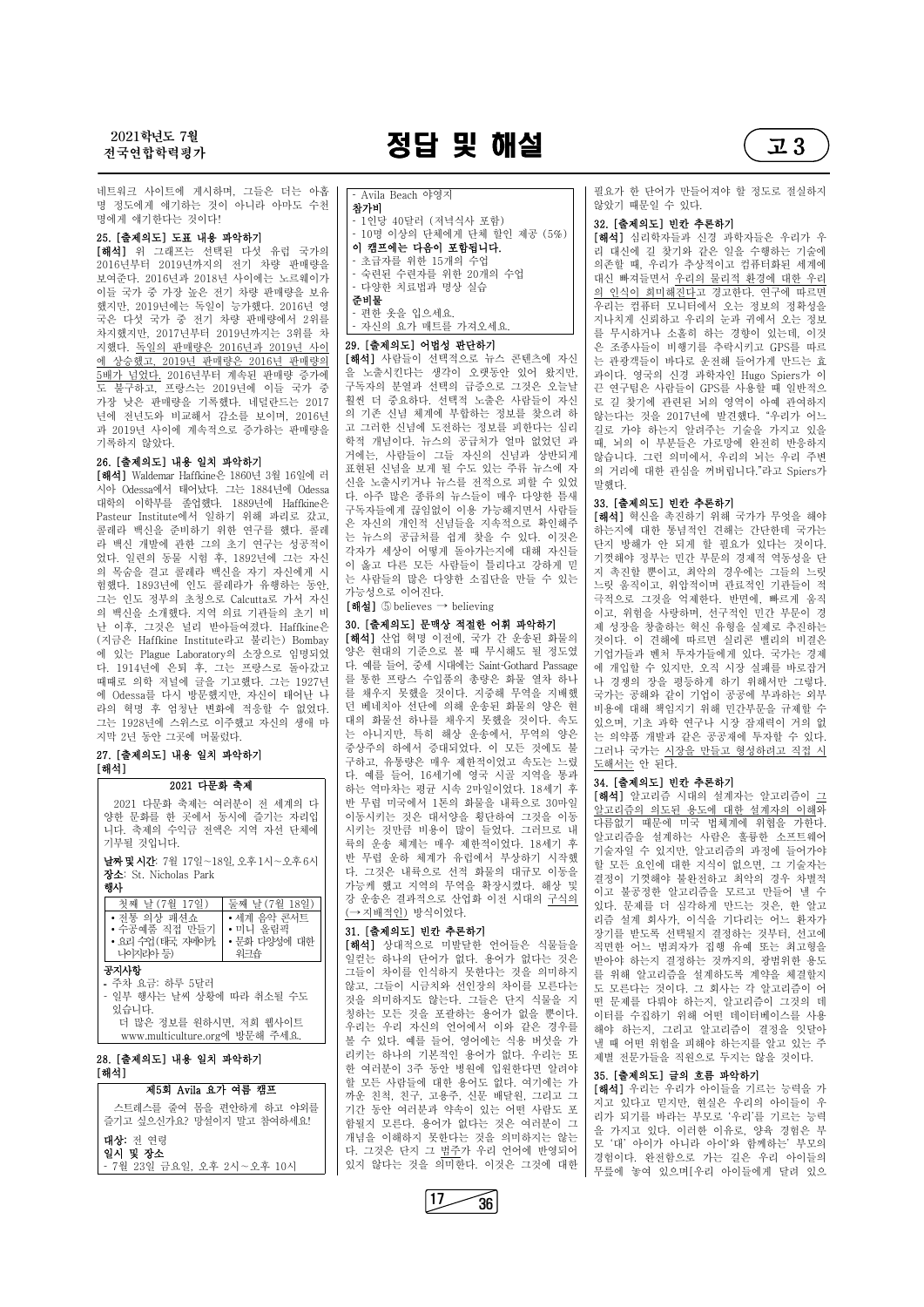네트워크 사이트에 게시하며, 그들은 더는 아홉 명 정도에게 얘기하는 것이 아니라 아마도 수천 명에게 얘기한다는 것이다!

### 25. [출제의도] 도표 내용 파악하기

[해석] 위 그래프는 선택된 다섯 유럽 국가의 2016년부터 2019년까지의 전기 차량 판매량을 보여준다. 2016년과 2018년 사이에는 노르웨이가 이들 국가 중 가장 높은 전기 차량 판매량을 보유했지만, 2019년에는 독일이 능가했다. 2016년 영국은 다섯 국가 중 전기 차량 판매량에서 2위를 차지했지만, 2017년부터 2019년까지는 3위를 차지했다. 독일의 판매량은 2016년과 2019년 사이에 상승했고, 2019년 판매량은 2016년 판매량의 5배가 넘었다. 2016년부터 계속된 판매량 증가에도 불구하고, 프랑스는 2019년에 이들 국가 중 가장 낮은 판매량을 기록했다. 네덜란드는 2017년에 전년도와 비교해서 감소를 보이며, 2016년과 2019년 사이에 계속적으로 증가하는 판매량을 기록하지 않았다.

### 26. [출제의도] 내용 일치 파악하기

[해석] Waldemar Haffkine은 1860년 3월 16일에 러시아 Odessa에서 태어났다. 그는 1884년에 Odessa 대학의 이학부를 졸업했다. 1889년에 Haffkine은 Pasteur Institute에서 일하기 위해 파리로 갔고, 콜레라 백신을 준비하기 위한 연구를 했다. 콜레라 백신 개발에 관한 그의 초기 연구는 성공적이었다. 일련의 동물 시험 후, 1892년에 그는 자신의 목숨을 걸고 콜레라 백신을 자기 자신에게 시험했다. 1893년에 인도 콜레라가 유행하는 동안, 그는 인도 정부의 초청으로 Calcutta로 가서 자신의 백신을 소개했다. 지역 의료 기관들의 초기 비난 이후, 그것은 널리 받아들여졌다. Haffkine은 (지금은 Haffkine Institute라고 불리는) Bombay에 있는 Plague Laboratory의 소장으로 임명되었다. 1914년에 은퇴 후, 그는 프랑스로 돌아갔고 때때로 의학 저널에 글을 기고했다. 그는 1927년에 Odessa를 다시 방문했지만, 자신이 태어난 나라의 혁명 후 엄청난 변화에 적응할 수 없었다. 그는 1928년에 스위스로 이주했고 자신의 생애 마지막 2년 동안 그곳에 머물렀다.

### 27. [출제의도] 내용 일치 파악하기

[해석]

**2021 다문화 축제**

2021 다문화 축제는 여러분이 전 세계의 다양한 문화를 한 곳에서 동시에 즐기는 자리입니다. 축제의 수익금 전액은 지역 자선 단체에 기부될 것입니다.

**날짜 및 시간**: 7월 17일~18일, 오후 1시~오후 6시
**장소**: St. Nicholas Park
**행사**

| 첫째 날 (7월 17일) | 둘째 날 (7월 18일) |
|---|---|
| • 전통 의상 패션쇼<br>• 수공예품 직접 만들기<br>• 요리 수업(태국, 자메이카, 나이지리아 등) | • 세계 음악 콘서트<br>• 미니 올림픽<br>• 문화 다양성에 대한 워크숍 |

**공지사항**
- 주차 요금: 하루 5달러
- 일부 행사는 날씨 상황에 따라 취소될 수 있습니다.

더 많은 정보를 원하시면, 저희 웹사이트 www.multiculture.org에 방문해 주세요.

### 28. [출제의도] 내용 일치 파악하기

[해석]

**제5회 Avila 요가 여름 캠프**

스트레스를 줄여 몸을 편안하게 하고 야외를 즐기고 싶으신가요? 망설이지 말고 참여하세요!

**대상**: 전 연령
**일시 및 장소**
- 7월 23일 금요일, 오후 2시~오후 10시
- Avila Beach 야영지

**참가비**
- 1인당 40달러 (저녁식사 포함)
- 10명 이상의 단체에게 단체 할인 제공 (5%)

**이 캠프에는 다음이 포함됩니다.**
- 초급자를 위한 15개의 수업
- 숙련된 수련자를 위한 20개의 수업
- 다양한 치료법과 명상 실습

**준비물**
- 편한 옷을 입으세요.
- 자신의 요가 매트를 가져오세요.

### 29. [출제의도] 어법성 판단하기

[해석] 사람들이 선택적으로 뉴스 콘텐츠에 자신을 노출시킨다는 생각이 오랫동안 있어 왔지만, 구독자의 분열과 선택의 급증으로 그것은 오늘날 훨씬 더 중요하다. 선택적 노출은 사람들이 자신의 기존 신념 체계에 부합하는 정보를 찾으려 하고 그러한 신념에 도전하는 정보를 피한다는 심리학적 개념이다. 뉴스의 공급처가 얼마 없었던 과거에는, 사람들이 그들 자신의 신념과 상반되게 표현된 신념을 보게 될 수도 있는 주류 뉴스에 자신을 노출시키거나 뉴스를 전적으로 피할 수 있었다. 아주 많은 종류의 뉴스들이 매우 다양한 틈새 구독자들에게 끊임없이 이용 가능해지면서 사람들은 자신의 개인적 신념들을 지속적으로 확인해주는 뉴스의 공급처를 쉽게 찾을 수 있다. 이것은 각자가 세상이 어떻게 돌아가는지에 대해 자신들이 옳고 다른 모든 사람들이 틀리다고 강하게 믿는 사람들의 많은 다양한 소집단을 만들 수 있는 가능성으로 이어진다.

[해설] ⑤ believes → believing

### 30. [출제의도] 문맥상 적절한 어휘 파악하기

[해석] 산업 혁명 이전에, 국가 간 운송된 화물의 양은 현대의 기준으로 볼 때 무시해도 될 정도였다. 예를 들어, 중세 시대에는 Saint-Gothard Passage를 통한 프랑스 수입품의 총량은 화물 열차 하나를 채우지 못했을 것이다. 지중해 무역을 지배했던 베네치아 선단에 의해 운송된 화물의 양은 현대의 화물선 하나를 채우지 못했을 것이다. 속도는 아니지만, 특히 해상 운송에서, 무역의 양은 중상주의 하에서 증대되었다. 이 모든 것에도 불구하고, 유통량은 매우 제한적이었고 속도는 느렸다. 예를 들어, 16세기에 영국 시골 지역을 통과하는 역마차는 평균 시속 2마일이었다. 18세기 후반 무렵 미국에서 1톤의 화물을 내륙으로 30마일 이동시키는 것은 대서양을 횡단하여 그것을 이동시키는 것만큼 비용이 많이 들었다. 그러므로 내륙의 운송 체계는 매우 제한적이었다. 18세기 후반 무렵 운하 체계가 유럽에서 부상하기 시작했다. 그것은 내륙으로 선적 화물의 대규모 이동을 가능케 했고 지역의 무역을 확장시켰다. 해상 및 강 운송은 결과적으로 산업화 이전 시대의 구식의 (→ 지배적인) 방식이었다.

### 31. [출제의도] 빈칸 추론하기

[해석] 상대적으로 미발달한 언어들은 식물들을 일컫는 하나의 단어가 없다. 용어가 없다는 것은 그들이 차이를 인식하지 못한다는 것을 의미하지 않고, 그들이 시금치와 선인장의 차이를 모른다는 것을 의미하지도 않는다. 그들은 단지 식물을 지칭하는 모든 것을 포괄하는 용어가 없을 뿐이다. 우리는 우리 자신의 언어에서 이와 같은 경우를 볼 수 있다. 예를 들어, 영어에는 식용 버섯을 가리키는 하나의 기본적인 용어가 없다. 우리는 또한 여러분이 3주 동안 병원에 입원한다면 알려야 할 모든 사람들에 대한 용어도 없다. 여기에는 가까운 친척, 친구, 고용주, 신문 배달원, 그리고 그 기간 동안 여러분과 약속이 있는 어떤 사람도 포함될지 모른다. 용어가 없다는 것은 여러분이 그 개념을 이해하지 못한다는 것을 의미하지는 않는다. 그것은 단지 그 범주가 우리 언어에 반영되어 있지 않다는 것을 의미한다. 이것은 그것에 대한 필요가 한 단어가 만들어져야 할 정도로 절실하지 않았기 때문일 수 있다.

### 32. [출제의도] 빈칸 추론하기

[해석] 심리학자들과 신경 과학자들은 우리가 우리 대신에 길 찾기와 같은 일을 수행하는 기술에 의존할 때, 우리가 추상적이고 컴퓨터화된 세계에 대신 빠져들면서 우리의 물리적 환경에 대한 우리의 인식이 희미해진다고 경고한다. 연구에 따르면 우리는 컴퓨터 모니터에서 오는 정보의 정확성을 지나치게 신뢰하고 우리의 눈과 귀에서 오는 정보를 무시하거나 소홀히 하는 경향이 있는데, 이것은 조종사들이 비행기를 추락시키고 GPS를 따르는 관광객들이 바다로 운전해 들어가게 만드는 효과이다. 영국의 신경 과학자인 Hugo Spiers가 이끈 연구팀은 사람들이 GPS를 사용할 때 일반적으로 길 찾기에 관련된 뇌의 영역이 아예 관여하지 않는다는 것을 2017년에 발견했다. "우리가 어느 길로 가야 하는지 알려주는 기술을 가지고 있을 때, 뇌의 이 부분들은 가로망에 완전히 반응하지 않습니다. 그런 의미에서, 우리의 뇌는 우리 주변의 거리에 대한 관심을 꺼버립니다."라고 Spiers가 말했다.

### 33. [출제의도] 빈칸 추론하기

[해석] 혁신을 촉진하기 위해 국가가 무엇을 해야 하는지에 대한 통념적인 견해는 간단한데 국가는 단지 방해가 안 되게 할 필요가 있다는 것이다. 기껏해야 정부는 민간 부문의 경제적 역동성을 단지 촉진할 뿐이고, 최악의 경우에는 그들의 느릿느릿 움직이고, 위압적이며 관료적인 기관들이 적극적으로 그것을 억제한다. 반면에, 빠르게 움직이고, 위험을 사랑하며, 선구적인 민간 부문이 경제 성장을 창출하는 혁신 유형을 실제로 추진하는 것이다. 이 견해에 따르면 실리콘 밸리의 비결은 기업가들과 벤처 투자가들에게 있다. 국가는 경제에 개입할 수 있지만, 오직 시장 실패를 바로잡거나 경쟁의 장을 평등하게 하기 위해서만 그렇다. 국가는 공해와 같이 기업이 공공에 부과하는 외부 비용에 대해 책임지기 위해 민간부문을 규제할 수 있으며, 기초 과학 연구나 시장 잠재력이 거의 없는 의약품 개발과 같은 공공재에 투자할 수 있다. 그러나 국가는 시장을 만들고 형성하려고 직접 시도해서는 안 된다.

### 34. [출제의도] 빈칸 추론하기

[해석] 알고리즘 시대의 설계자는 알고리즘이 그 알고리즘의 의도된 용도에 대한 설계자의 이해와 다름없기 때문에 미국 법체계에 위협을 가한다. 알고리즘을 설계하는 사람은 훌륭한 소프트웨어 기술자일 수 있지만, 알고리즘의 과정에 들어가야 할 모든 요인에 대한 지식이 없으면, 그 기술자는 결정이 기껏해야 불완전하고 최악의 경우 차별적이고 불공정한 알고리즘을 모르고 만들어 낼 수 있다. 문제를 더 심각하게 만드는 것은, 한 알고리즘 설계 회사가, 이식을 기다리는 어느 환자가 장기를 받도록 선택될지 결정하는 것부터, 선고에 직면한 어느 범죄자가 집행 유예 또는 최고형을 받아야 하는지 결정하는 것까지의, 광범위한 용도를 위해 알고리즘을 설계하도록 계약을 체결할지도 모른다는 것이다. 그 회사는 각 알고리즘이 어떤 문제를 다뤄야 하는지, 알고리즘이 그것의 데이터를 수집하기 위해 어떤 데이터베이스를 사용해야 하는지, 그리고 알고리즘이 결정을 잇달아 낼 때 어떤 위험을 피해야 하는지를 알고 있는 주제별 전문가들을 직원으로 두지는 않을 것이다.

### 35. [출제의도] 글의 흐름 파악하기

[해석] 우리는 우리가 아이들을 기르는 능력을 가지고 있다고 믿지만, 현실은 우리의 아이들이 우리가 되기를 바라는 부모로 '우리'를 기르는 능력을 가지고 있다. 이러한 이유로, 양육 경험은 부모 '대' 아이가 아니라 아이'와 함께하는' 부모의 경험이다. 완전함으로 가는 길은 우리 아이들의 무릎에 놓여 있으며[우리 아이들에게 달려 있으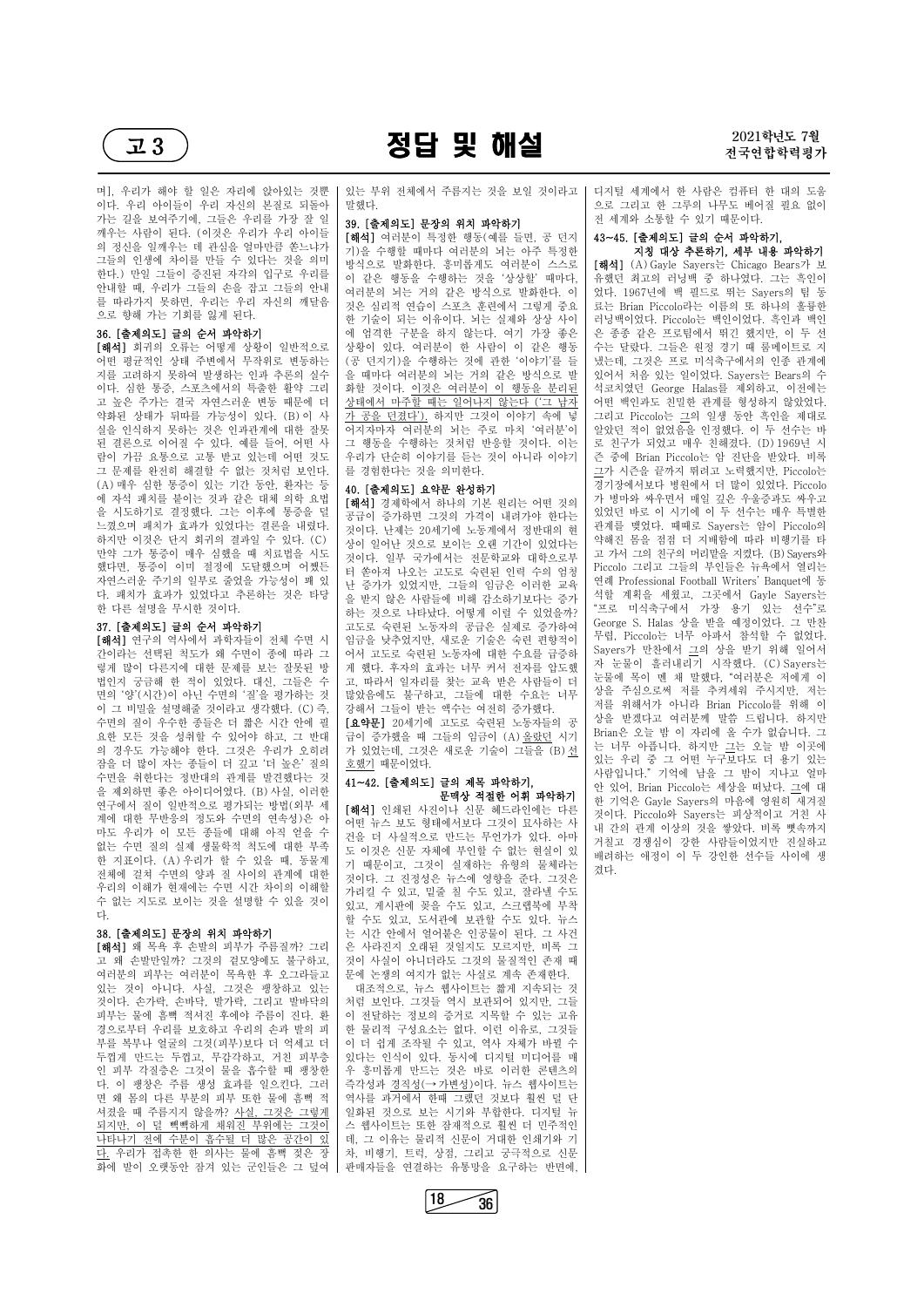며, 우리가 해야 할 일은 자리에 앉아있는 것뿐이다. 우리 아이들이 우리 자신의 본질로 되돌아가는 길을 보여주기에, 그들은 우리를 가장 잘 일깨우는 사람이 된다. (이것은 우리가 우리 아이들의 정신을 일깨우는 데 관심을 얼마만큼 쏟느냐가 그들의 인생에 차이를 만들 수 있는 것을 의미한다.) 만일 그들이 증진된 자각의 입구로 우리를 안내할 때, 우리가 그들의 손을 잡고 그들의 안내를 따라가지 못하면, 우리는 우리 자신의 깨달음으로 향해 가는 기회를 잃게 된다.

### 36. [출제의도] 글의 순서 파악하기

[해석] 회귀의 오류는 어떻게 상황이 일반적으로 어떤 평균적인 상태 주변에서 무작위로 변동하는지를 고려하지 못하여 발생하는 인과 추론의 실수이다. 심한 통증, 스포츠에서의 특출한 활약 그리고 높은 주가는 결국 자연스러운 변동 때문에 더 악화된 상태가 뒤따를 가능성이 있다. (B) 이 사실을 인식하지 못하는 것은 인과관계에 대한 잘못된 결론으로 이어질 수 있다. 예를 들어, 어떤 사람이 가끔 요통으로 고통 받고 있는데 어떤 것도 그 문제를 완전히 해결할 수 없는 것처럼 보인다. (A) 매우 심한 통증이 있는 기간 동안, 환자는 등에 자석 패치를 붙이는 것과 같은 대체 의학 요법을 시도하기로 결정한다. 그는 이후에 통증을 덜 느꼈으며 패치가 효과가 있었다는 결론을 내린다. 하지만 이것은 단지 회귀의 결과일 수 있다. (C) 만약 그가 통증이 매우 심했을 때 치료법을 시도했다면, 통증이 이미 절정에 도달했으며 어쨌든 자연스러운 주기의 일부로 줄었을 가능성이 꽤 있다. 패치가 효과가 있었다고 추론하는 것은 타당한 다른 설명을 무시한 것이다.

### 37. [출제의도] 글의 순서 파악하기

[해석] 연구의 역사에서 과학자들이 전체 수면 시간이라는 선택된 척도가 왜 수면이 종에 따라 그렇게 많이 다른지에 대한 문제를 보는 잘못된 방법인지 궁금해 한 적이 있었다. 대신, 그들은 수면의 '양'(시간)이 아닌 수면의 '질'을 평가하는 것이 그 비밀을 설명해줄 것이라고 생각했다. (C) 즉, 수면의 질이 우수한 종들은 더 짧은 시간 안에 필요한 모든 것을 성취할 수 있어야 하고, 그 반대의 경우도 가능해야 한다. 그것은 우리가 오히려 잠을 더 많이 자는 종들이 더 깊고 '더 높은' 질의 수면을 취한다는 정반대의 관계를 발견했다는 것을 제외하면 좋은 아이디어였다. (B) 사실, 이러한 연구에서 질이 일반적으로 평가되는 방법(외부 세계에 대한 무반응의 정도와 수면의 연속성)은 아마도 우리가 이 모든 종들에 대해 아직 얻을 수 없는 수면 질의 실제 생물학적 척도에 대한 부족한 지표이다. (A) 우리가 할 수 있을 때, 동물계 전체에 걸쳐 수면의 양과 질 사이의 관계에 대한 우리의 이해가 현재에는 수면 시간 차이의 이해할 수 없는 지도로 보이는 것을 설명할 수 있을 것이다.

### 38. [출제의도] 문장의 위치 파악하기

[해석] 왜 목욕 후 손발의 피부가 주름질까? 그리고 왜 손발만일까? 그것의 겉모양에도 불구하고, 여러분의 피부는 여러분이 목욕한 후 오그라들고 있는 것이 아니다. 사실, 그것은 팽창하고 있는 것이다. 손가락, 손바닥, 발가락, 그리고 발바닥의 피부는 물에 흠뻑 적셔진 후에야 주름이 진다. 환경으로부터 우리를 보호하고 우리의 손과 발의 피부를 복부나 얼굴의 그것(피부)보다 더 억세고 더 두껍게 만드는 두껍고, 무감각하고, 거친 피부층인 피부 각질층은 그것이 물을 흡수할 때 팽창한다. 이 팽창은 주름 생성 효과를 일으킨다. 그러면 왜 몸의 다른 부분의 피부 또한 물에 흠뻑 적셔졌을 때 주름지지 않을까? 사실, 그것은 그렇게 되지만, 이 덜 빽빽하게 채워진 부위에는 그것이 나타나기 전에 수분이 흡수될 더 많은 공간이 있다. 우리가 접촉한 한 의사는 물에 흠뻑 젖은 장화에 발이 오랫동안 잠겨 있는 군인들은 그 덮여 있는 부위 전체에서 주름지는 것을 보일 것이라고 말했다.

### 39. [출제의도] 문장의 위치 파악하기

[해석] 여러분이 특정한 행동(예를 들면, 공 던지기)을 수행할 때마다 여러분의 뇌는 아주 특정한 방식으로 발화한다. 흥미롭게도 여러분이 스스로 이 같은 행동을 수행하는 것을 '상상할' 때마다, 여러분의 뇌는 거의 같은 방식으로 발화한다. 이것은 심리적 연습이 스포츠 훈련에서 그렇게 중요한 기술이 되는 이유이다. 뇌는 실제와 상상 사이에 엄격한 구분을 하지 않는다. 여기 가장 좋은 상황이 있다. 여러분이 한 사람이 이 같은 행동(공 던지기)을 수행하는 것에 관한 '이야기'를 들을 때마다 여러분의 뇌는 거의 같은 방식으로 발화할 것이다. 이것은 여러분이 이 행동을 분리된 상태에서 마주할 때는 일어나지 않는다('그 남자가 공을 던졌다'). 하지만 그것이 이야기 속에 넣어지자마자 여러분의 뇌는 주로 마치 '여러분'이 그 행동을 수행하는 것처럼 반응할 것이다. 이는 우리가 단순히 이야기를 듣는 것이 아니라 이야기를 경험한다는 것을 의미한다.

### 40. [출제의도] 요약문 완성하기

[해석] 경제학에서 하나의 기본 원리는 어떤 것의 공급이 증가하면 그것의 가격이 내려가야 한다는 것이다. 난제는 20세기에 노동계에서 정반대의 현상이 일어난 것으로 보이는 오랜 기간이 있었다는 것이다. 일부 국가에서는 전문학교와 대학으로부터 쏟아져 나오는 고도로 숙련된 인력 수의 엄청난 증가가 있었지만, 그들의 임금은 이러한 교육을 받지 않은 사람들에 비해 감소하기보다는 증가하는 것으로 나타났다. 어떻게 이럴 수 있었을까? 고도로 숙련된 노동자의 공급은 실제로 증가하여 임금을 낮추었지만, 새로운 기술은 숙련 편향적이어서 고도로 숙련된 노동자에 대한 수요를 급증하게 했다. 후자의 효과는 너무 커서 전자를 압도했고, 따라서 일자리를 찾는 교육 받은 사람들이 더 많았음에도 불구하고, 그들에 대한 수요는 너무 강해서 그들이 받는 액수는 여전히 증가했다.

[요약문] 20세기에 고도로 숙련된 노동자들의 공급이 증가했을 때 그들의 임금이 (A) 올랐던 시기가 있었는데, 그것은 새로운 기술이 그들을 (B) 선호했기 때문이었다.

### 41~42. [출제의도] 글의 제목 파악하기, 문맥상 적절한 어휘 파악하기

[해석] 인쇄된 사진이나 신문 헤드라인에는 다른 어떤 뉴스 보도 형태에서보다 그것이 묘사하는 사건을 더 사실적으로 만드는 무언가가 있다. 아마도 이것은 신문 자체에 부인할 수 없는 현실이 있기 때문이고, 그것이 실재하는 유형의 물체라는 것이다. 그 진정성은 뉴스에 영향을 준다. 그것은 가리킬 수 있고, 밑줄 칠 수도 있고, 잘라낼 수도 있고, 게시판에 꽂을 수도 있고, 스크랩북에 부착할 수도 있고, 도서관에 보관할 수도 있다. 뉴스는 시간 안에서 얼어붙은 인공물이 된다. 그 사건은 사라진지 오래된 것일지도 모르지만, 비록 그것이 사실이 아니더라도 그것의 물질적인 존재 때문에 논쟁의 여지가 없는 사실로 계속 존재한다.

대조적으로, 뉴스 웹사이트는 짧게 지속되는 것처럼 보인다. 그것들 역시 보관되어 있지만, 그들이 전달하는 정보의 증거로 지목할 수 있는 고유한 물리적 구성요소는 없다. 이런 이유로, 그것들이 더 쉽게 조작될 수 있고, 역사 자체가 바뀔 수 있다는 인식이 있다. 동시에 디지털 미디어를 매우 흥미롭게 만드는 것은 바로 이러한 콘텐츠의 즉각성과 경직성(→ 가변성)이다. 뉴스 웹사이트는 역사를 과거에서 한때 그랬던 것보다 훨씬 덜 단일화된 것으로 보는 시기와 부합한다. 디지털 뉴스 웹사이트는 또한 잠재적으로 훨씬 더 민주적인데, 그 이유는 물리적 신문이 거대한 인쇄기와 기차, 비행기, 트럭, 상점, 그리고 궁극적으로 신문 판매자들을 연결하는 유통망을 요구하는 반면에, 디지털 세계에서 한 사람은 컴퓨터 한 대의 도움으로 그리고 한 그루의 나무도 베어질 필요 없이 전 세계와 소통할 수 있기 때문이다.

### 43~45. [출제의도] 글의 순서 파악하기, 지칭 대상 추론하기, 세부 내용 파악하기

[해석] (A) Gayle Sayers는 Chicago Bears가 보유했던 최고의 러닝백 중 하나였다. 그는 흑인이었다. 1967년에 백 필드로 뛰는 Sayers의 팀 동료는 Brian Piccolo라는 이름의 또 하나의 훌륭한 러닝백이었다. Piccolo는 백인이었다. 흑인과 백인은 종종 같은 프로팀에서 뛰긴 했지만, 이 두 선수는 달랐다. 그들은 원정 경기 때 룸메이트로 지냈는데, 그것은 프로 미식축구에서의 인종 관계에 있어서 처음 있는 일이었다. Sayers는 Bears의 수석코치였던 George Halas를 제외하고, 이전에는 어떤 백인과도 친밀한 관계를 형성하지 않았었다. 그리고 Piccolo는 그의 일생 동안 흑인을 제대로 알았던 적이 없었음을 인정했다. 이 두 선수는 바로 친구가 되었고 매우 친해졌다. (D) 1969년 시즌 중에 Brian Piccolo는 암 진단을 받았다. 비록 그가 시즌을 끝까지 뛰려고 노력했지만, Piccolo는 경기장에서보다 병원에서 더 많이 있었다. Piccolo가 병마와 싸우면서 매일 깊은 우울증과도 싸우고 있었던 바로 이 시기에 이 두 선수는 매우 특별한 관계를 맺었다. 때때로 Sayers는 암이 Piccolo의 약해진 몸을 점점 더 지배함에 따라 비행기를 타고 가서 그의 친구의 머리맡을 지켰다. (B) Sayers와 Piccolo 그리고 그들의 부인들은 뉴욕에서 열리는 연례 Professional Football Writers' Banquet에 동석할 계획을 세웠고, 그곳에서 Gayle Sayers는 "프로 미식축구에서 가장 용기 있는 선수"로 George S. Halas 상을 받을 예정이었다. 그 만찬 무렵, Piccolo는 너무 아파서 참석할 수 없었다. Sayers가 만찬에서 그의 상을 받기 위해 일어서자 눈물이 흘러내리기 시작했다. (C) Sayers는 눈물에 목이 멘 채 말했다, "여러분은 저에게 이 상을 주심으로써 저를 추켜세워 주시지만, 저는 저를 위해서가 아니라 Brian Piccolo를 위해 이 상을 받겠다고 여러분께 말씀 드립니다. 하지만 Brian은 오늘 밤 이 자리에 올 수가 없습니다. 그는 너무 아픕니다. 하지만 그는 오늘 밤 이곳에 있는 우리 중 그 어떤 누구보다도 더 용기 있는 사람입니다." 기억에 남을 그 밤이 지나고 얼마 안 있어, Brian Piccolo는 세상을 떠났다. 그에 대한 기억은 Gayle Sayers의 마음에 영원히 새겨질 것이다. Piccolo와 Sayers는 피상적이고 거친 사내 간의 관계 이상의 것을 쌓았다. 비록 뼛속까지 거칠고 경쟁심이 강한 사람들이었지만 진실하고 배려하는 애정이 이 두 강인한 선수들 사이에 생겼다.